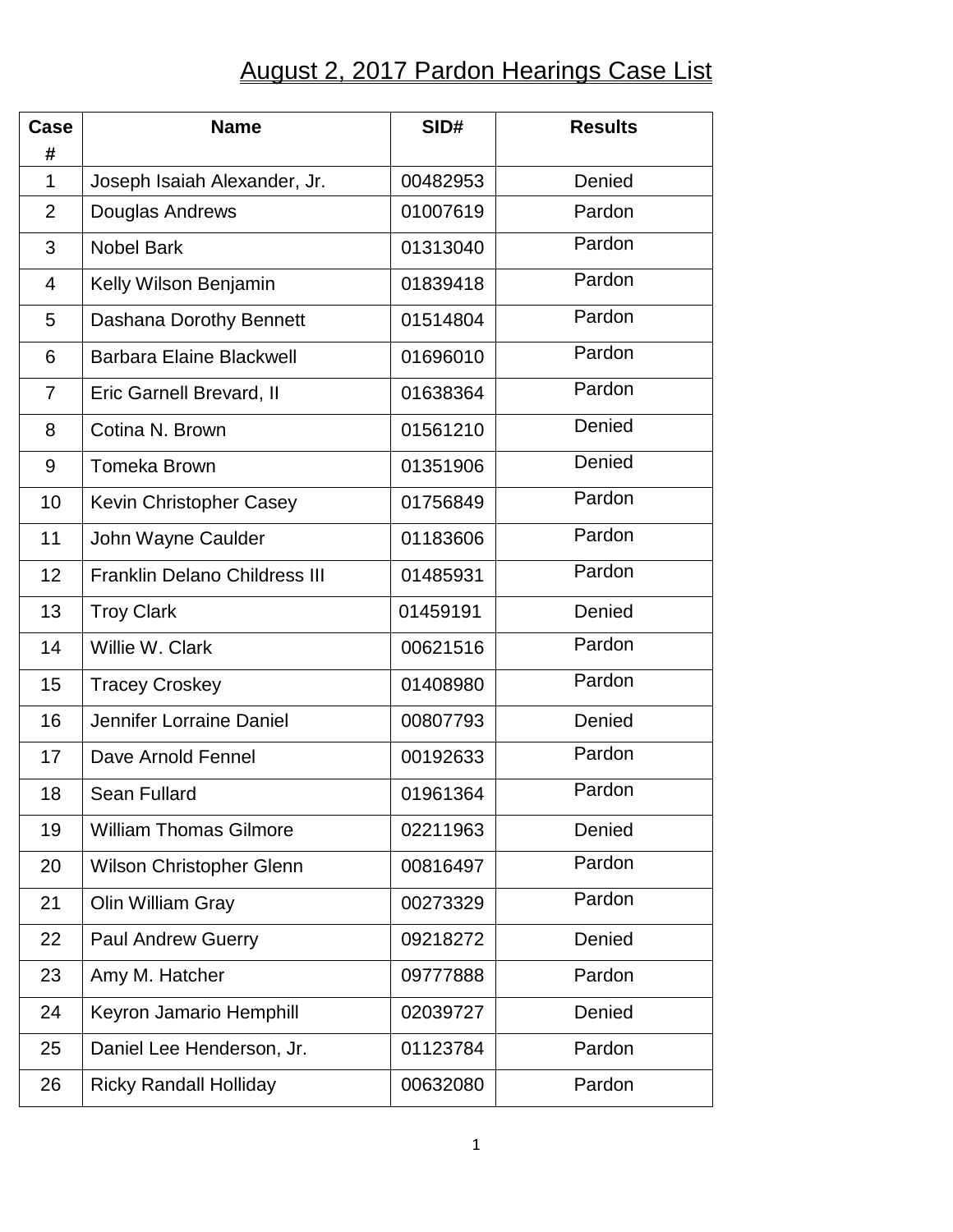# August 2, 2017 Pardon Hearings Case List

| Case # | Name | SID# | Results |
|---|---|---|---|
| 1 | Joseph Isaiah Alexander, Jr. | 00482953 | Denied |
| 2 | Douglas Andrews | 01007619 | Pardon |
| 3 | Nobel Bark | 01313040 | Pardon |
| 4 | Kelly Wilson Benjamin | 01839418 | Pardon |
| 5 | Dashana Dorothy Bennett | 01514804 | Pardon |
| 6 | Barbara Elaine Blackwell | 01696010 | Pardon |
| 7 | Eric Garnell Brevard, II | 01638364 | Pardon |
| 8 | Cotina N. Brown | 01561210 | Denied |
| 9 | Tomeka Brown | 01351906 | Denied |
| 10 | Kevin Christopher Casey | 01756849 | Pardon |
| 11 | John Wayne Caulder | 01183606 | Pardon |
| 12 | Franklin Delano Childress III | 01485931 | Pardon |
| 13 | Troy Clark | 01459191 | Denied |
| 14 | Willie W. Clark | 00621516 | Pardon |
| 15 | Tracey Croskey | 01408980 | Pardon |
| 16 | Jennifer Lorraine Daniel | 00807793 | Denied |
| 17 | Dave Arnold Fennel | 00192633 | Pardon |
| 18 | Sean Fullard | 01961364 | Pardon |
| 19 | William Thomas Gilmore | 02211963 | Denied |
| 20 | Wilson Christopher Glenn | 00816497 | Pardon |
| 21 | Olin William Gray | 00273329 | Pardon |
| 22 | Paul Andrew Guerry | 09218272 | Denied |
| 23 | Amy M. Hatcher | 09777888 | Pardon |
| 24 | Keyron Jamario Hemphill | 02039727 | Denied |
| 25 | Daniel Lee Henderson, Jr. | 01123784 | Pardon |
| 26 | Ricky Randall Holliday | 00632080 | Pardon |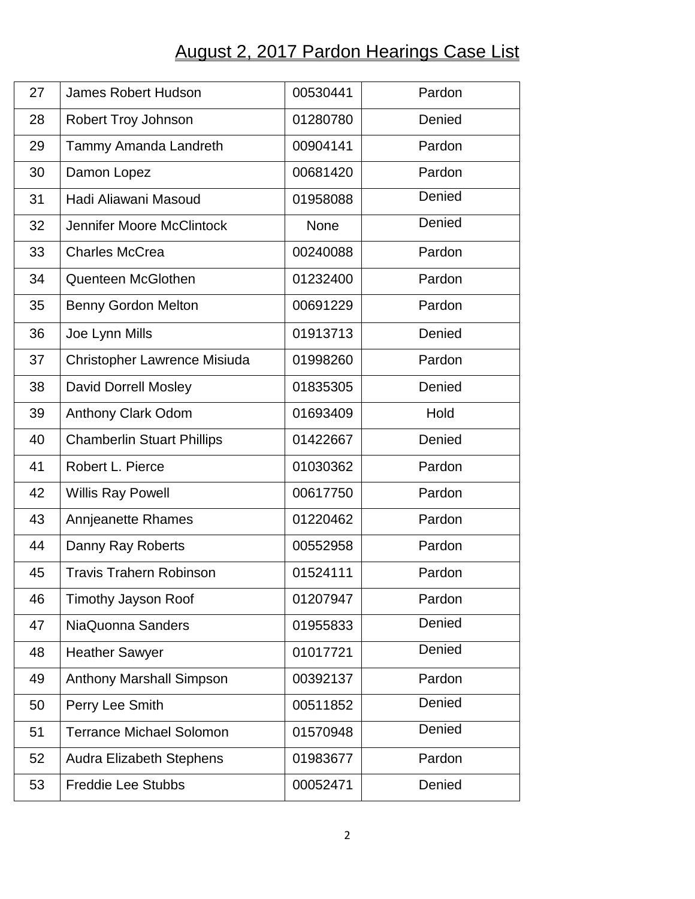# August 2, 2017 Pardon Hearings Case List

| | | | |
|---|---|---|---|
| 27 | James Robert Hudson | 00530441 | Pardon |
| 28 | Robert Troy Johnson | 01280780 | Denied |
| 29 | Tammy Amanda Landreth | 00904141 | Pardon |
| 30 | Damon Lopez | 00681420 | Pardon |
| 31 | Hadi Aliawani Masoud | 01958088 | Denied |
| 32 | Jennifer Moore McClintock | None | Denied |
| 33 | Charles McCrea | 00240088 | Pardon |
| 34 | Quenteen McGlothen | 01232400 | Pardon |
| 35 | Benny Gordon Melton | 00691229 | Pardon |
| 36 | Joe Lynn Mills | 01913713 | Denied |
| 37 | Christopher Lawrence Misiuda | 01998260 | Pardon |
| 38 | David Dorrell Mosley | 01835305 | Denied |
| 39 | Anthony Clark Odom | 01693409 | Hold |
| 40 | Chamberlin Stuart Phillips | 01422667 | Denied |
| 41 | Robert L. Pierce | 01030362 | Pardon |
| 42 | Willis Ray Powell | 00617750 | Pardon |
| 43 | Annjeanette Rhames | 01220462 | Pardon |
| 44 | Danny Ray Roberts | 00552958 | Pardon |
| 45 | Travis Trahern Robinson | 01524111 | Pardon |
| 46 | Timothy Jayson Roof | 01207947 | Pardon |
| 47 | NiaQuonna Sanders | 01955833 | Denied |
| 48 | Heather Sawyer | 01017721 | Denied |
| 49 | Anthony Marshall Simpson | 00392137 | Pardon |
| 50 | Perry Lee Smith | 00511852 | Denied |
| 51 | Terrance Michael Solomon | 01570948 | Denied |
| 52 | Audra Elizabeth Stephens | 01983677 | Pardon |
| 53 | Freddie Lee Stubbs | 00052471 | Denied |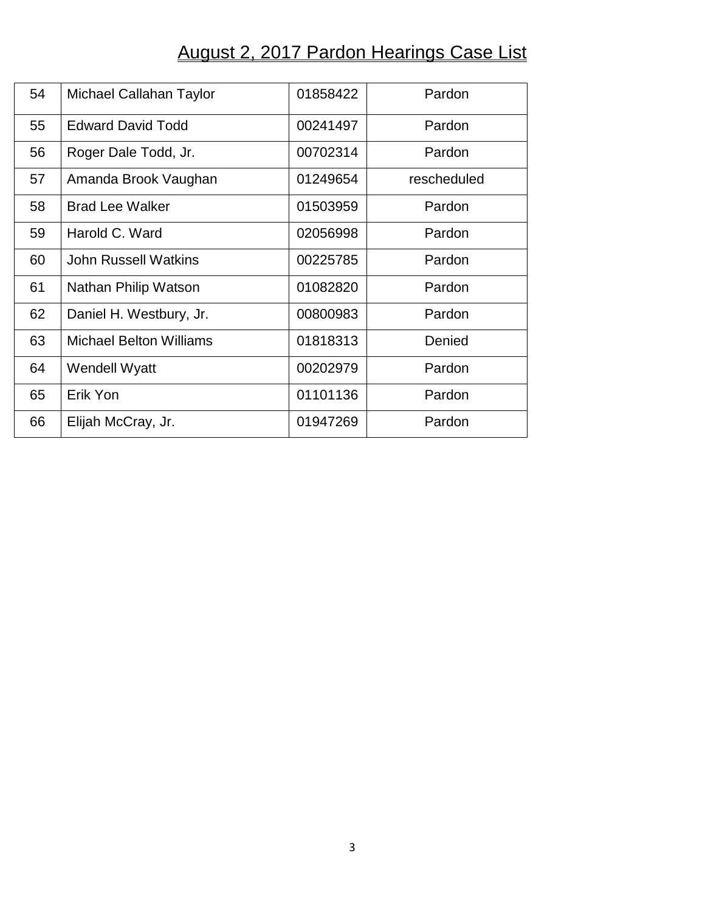# August 2, 2017 Pardon Hearings Case List

| | | | |
|---|---|---|---|
| 54 | Michael Callahan Taylor | 01858422 | Pardon |
| 55 | Edward David Todd | 00241497 | Pardon |
| 56 | Roger Dale Todd, Jr. | 00702314 | Pardon |
| 57 | Amanda Brook Vaughan | 01249654 | rescheduled |
| 58 | Brad Lee Walker | 01503959 | Pardon |
| 59 | Harold C. Ward | 02056998 | Pardon |
| 60 | John Russell Watkins | 00225785 | Pardon |
| 61 | Nathan Philip Watson | 01082820 | Pardon |
| 62 | Daniel H. Westbury, Jr. | 00800983 | Pardon |
| 63 | Michael Belton Williams | 01818313 | Denied |
| 64 | Wendell Wyatt | 00202979 | Pardon |
| 65 | Erik Yon | 01101136 | Pardon |
| 66 | Elijah McCray, Jr. | 01947269 | Pardon |